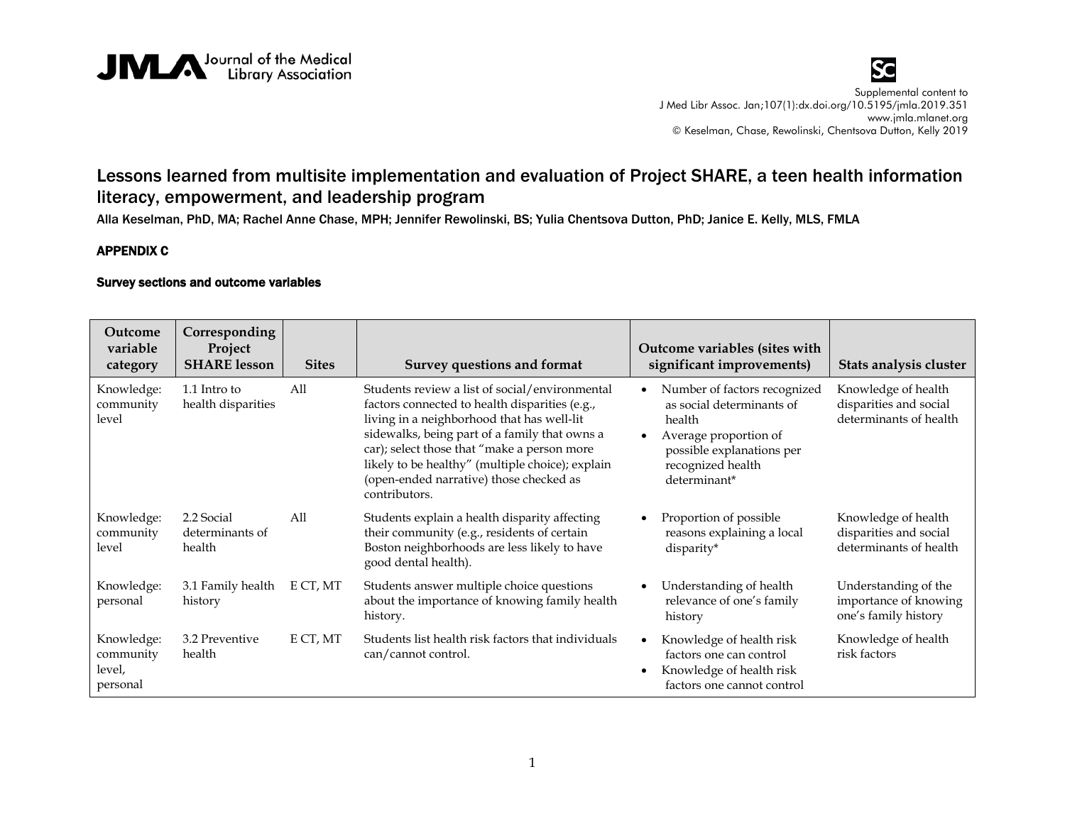# Lessons learned from multisite implementation and evaluation of Project SHARE, a teen health information literacy, empowerment, and leadership program

Alla Keselman, PhD, MA; Rachel Anne Chase, MPH; Jennifer Rewolinski, BS; Yulia Chentsova Dutton, PhD; Janice E. Kelly, MLS, FMLA

## APPENDIX C

### Survey sections and outcome variables

| Outcome variable category | Corresponding Project SHARE lesson | Sites | Survey questions and format | Outcome variables (sites with significant improvements) | Stats analysis cluster |
|---|---|---|---|---|---|
| Knowledge: community level | 1.1 Intro to health disparities | All | Students review a list of social/environmental factors connected to health disparities (e.g., living in a neighborhood that has well-lit sidewalks, being part of a family that owns a car); select those that "make a person more likely to be healthy" (multiple choice); explain (open-ended narrative) those checked as contributors. | • Number of factors recognized as social determinants of health<br>• Average proportion of possible explanations per recognized health determinant* | Knowledge of health disparities and social determinants of health |
| Knowledge: community level | 2.2 Social determinants of health | All | Students explain a health disparity affecting their community (e.g., residents of certain Boston neighborhoods are less likely to have good dental health). | • Proportion of possible reasons explaining a local disparity* | Knowledge of health disparities and social determinants of health |
| Knowledge: personal | 3.1 Family health history | E CT, MT | Students answer multiple choice questions about the importance of knowing family health history. | • Understanding of health relevance of one's family history | Understanding of the importance of knowing one's family history |
| Knowledge: community level, personal | 3.2 Preventive health | E CT, MT | Students list health risk factors that individuals can/cannot control. | • Knowledge of health risk factors one can control<br>• Knowledge of health risk factors one cannot control | Knowledge of health risk factors |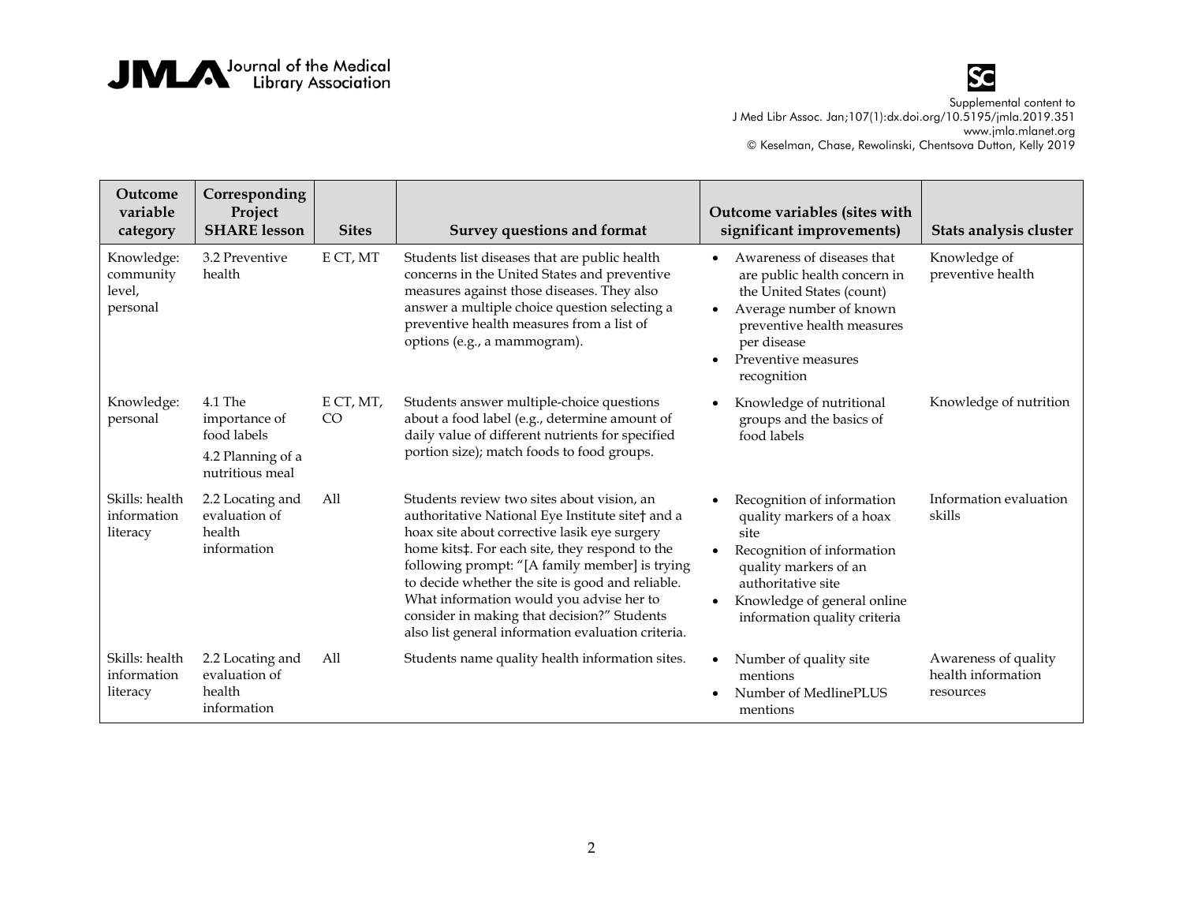| Outcome variable category | Corresponding Project SHARE lesson | Sites | Survey questions and format | Outcome variables (sites with significant improvements) | Stats analysis cluster |
|---|---|---|---|---|---|
| Knowledge: community level, personal | 3.2 Preventive health | E CT, MT | Students list diseases that are public health concerns in the United States and preventive measures against those diseases. They also answer a multiple choice question selecting a preventive health measures from a list of options (e.g., a mammogram). | • Awareness of diseases that are public health concern in the United States (count)<br>• Average number of known preventive health measures per disease<br>• Preventive measures recognition | Knowledge of preventive health |
| Knowledge: personal | 4.1 The importance of food labels<br>4.2 Planning of a nutritious meal | E CT, MT, CO | Students answer multiple-choice questions about a food label (e.g., determine amount of daily value of different nutrients for specified portion size); match foods to food groups. | • Knowledge of nutritional groups and the basics of food labels | Knowledge of nutrition |
| Skills: health information literacy | 2.2 Locating and evaluation of health information | All | Students review two sites about vision, an authoritative National Eye Institute site† and a hoax site about corrective lasik eye surgery home kits‡. For each site, they respond to the following prompt: "[A family member] is trying to decide whether the site is good and reliable. What information would you advise her to consider in making that decision?" Students also list general information evaluation criteria. | • Recognition of information quality markers of a hoax site<br>• Recognition of information quality markers of an authoritative site<br>• Knowledge of general online information quality criteria | Information evaluation skills |
| Skills: health information literacy | 2.2 Locating and evaluation of health information | All | Students name quality health information sites. | • Number of quality site mentions<br>• Number of MedlinePLUS mentions | Awareness of quality health information resources |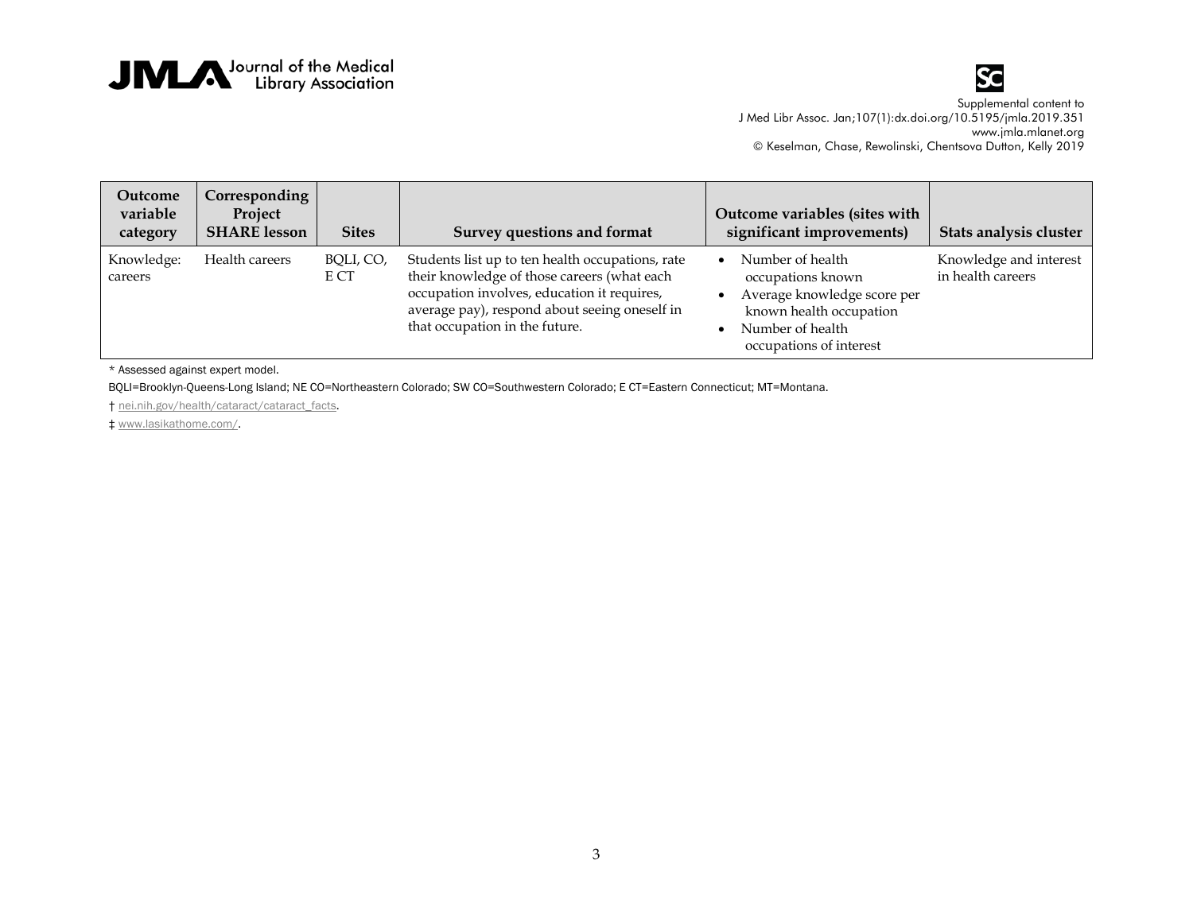| Outcome variable category | Corresponding Project SHARE lesson | Sites | Survey questions and format | Outcome variables (sites with significant improvements) | Stats analysis cluster |
|---|---|---|---|---|---|
| Knowledge: careers | Health careers | BQLI, CO, E CT | Students list up to ten health occupations, rate their knowledge of those careers (what each occupation involves, education it requires, average pay), respond about seeing oneself in that occupation in the future. | • Number of health occupations known<br>• Average knowledge score per known health occupation<br>• Number of health occupations of interest | Knowledge and interest in health careers |

* Assessed against expert model.

BQLI=Brooklyn-Queens-Long Island; NE CO=Northeastern Colorado; SW CO=Southwestern Colorado; E CT=Eastern Connecticut; MT=Montana.

† nei.nih.gov/health/cataract/cataract_facts.

‡ www.lasikathome.com/.